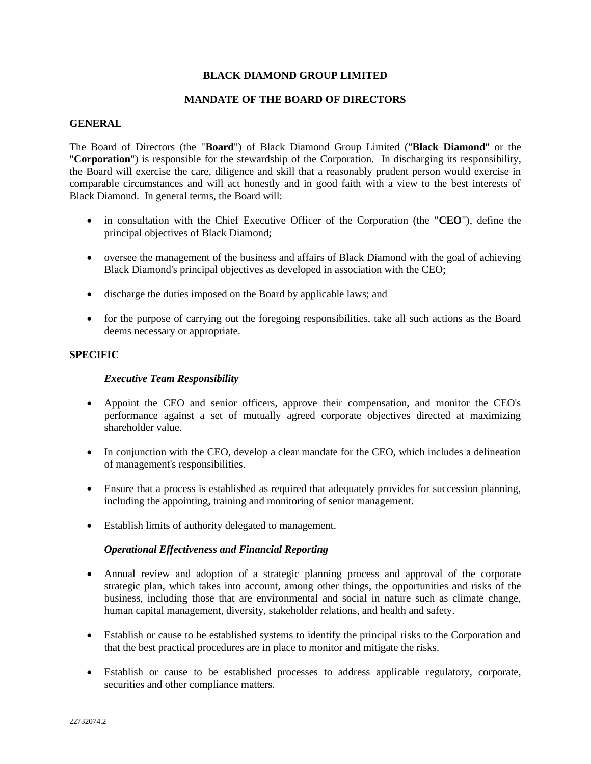# BLACK DIAMOND GROUP LIMITED

## MANDATE OF THE BOARD OF DIRECTORS

### GENERAL

The Board of Directors (the "**Board**") of Black Diamond Group Limited ("**Black Diamond**" or the "**Corporation**") is responsible for the stewardship of the Corporation. In discharging its responsibility, the Board will exercise the care, diligence and skill that a reasonably prudent person would exercise in comparable circumstances and will act honestly and in good faith with a view to the best interests of Black Diamond. In general terms, the Board will:

- in consultation with the Chief Executive Officer of the Corporation (the "**CEO**"), define the principal objectives of Black Diamond;
- oversee the management of the business and affairs of Black Diamond with the goal of achieving Black Diamond's principal objectives as developed in association with the CEO;
- discharge the duties imposed on the Board by applicable laws; and
- for the purpose of carrying out the foregoing responsibilities, take all such actions as the Board deems necessary or appropriate.

### SPECIFIC

#### *Executive Team Responsibility*

- Appoint the CEO and senior officers, approve their compensation, and monitor the CEO's performance against a set of mutually agreed corporate objectives directed at maximizing shareholder value.
- In conjunction with the CEO, develop a clear mandate for the CEO, which includes a delineation of management's responsibilities.
- Ensure that a process is established as required that adequately provides for succession planning, including the appointing, training and monitoring of senior management.
- Establish limits of authority delegated to management.

#### *Operational Effectiveness and Financial Reporting*

- Annual review and adoption of a strategic planning process and approval of the corporate strategic plan, which takes into account, among other things, the opportunities and risks of the business, including those that are environmental and social in nature such as climate change, human capital management, diversity, stakeholder relations, and health and safety.
- Establish or cause to be established systems to identify the principal risks to the Corporation and that the best practical procedures are in place to monitor and mitigate the risks.
- Establish or cause to be established processes to address applicable regulatory, corporate, securities and other compliance matters.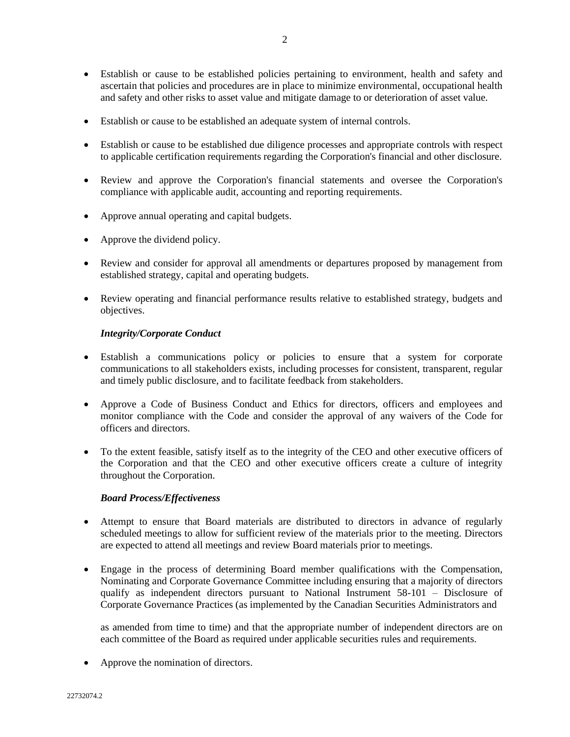- Establish or cause to be established policies pertaining to environment, health and safety and ascertain that policies and procedures are in place to minimize environmental, occupational health and safety and other risks to asset value and mitigate damage to or deterioration of asset value.
- Establish or cause to be established an adequate system of internal controls.
- Establish or cause to be established due diligence processes and appropriate controls with respect to applicable certification requirements regarding the Corporation's financial and other disclosure.
- Review and approve the Corporation's financial statements and oversee the Corporation's compliance with applicable audit, accounting and reporting requirements.
- Approve annual operating and capital budgets.
- Approve the dividend policy.
- Review and consider for approval all amendments or departures proposed by management from established strategy, capital and operating budgets.
- Review operating and financial performance results relative to established strategy, budgets and objectives.

***Integrity/Corporate Conduct***

- Establish a communications policy or policies to ensure that a system for corporate communications to all stakeholders exists, including processes for consistent, transparent, regular and timely public disclosure, and to facilitate feedback from stakeholders.
- Approve a Code of Business Conduct and Ethics for directors, officers and employees and monitor compliance with the Code and consider the approval of any waivers of the Code for officers and directors.
- To the extent feasible, satisfy itself as to the integrity of the CEO and other executive officers of the Corporation and that the CEO and other executive officers create a culture of integrity throughout the Corporation.

***Board Process/Effectiveness***

- Attempt to ensure that Board materials are distributed to directors in advance of regularly scheduled meetings to allow for sufficient review of the materials prior to the meeting. Directors are expected to attend all meetings and review Board materials prior to meetings.
- Engage in the process of determining Board member qualifications with the Compensation, Nominating and Corporate Governance Committee including ensuring that a majority of directors qualify as independent directors pursuant to National Instrument 58-101 – Disclosure of Corporate Governance Practices (as implemented by the Canadian Securities Administrators and as amended from time to time) and that the appropriate number of independent directors are on each committee of the Board as required under applicable securities rules and requirements.
- Approve the nomination of directors.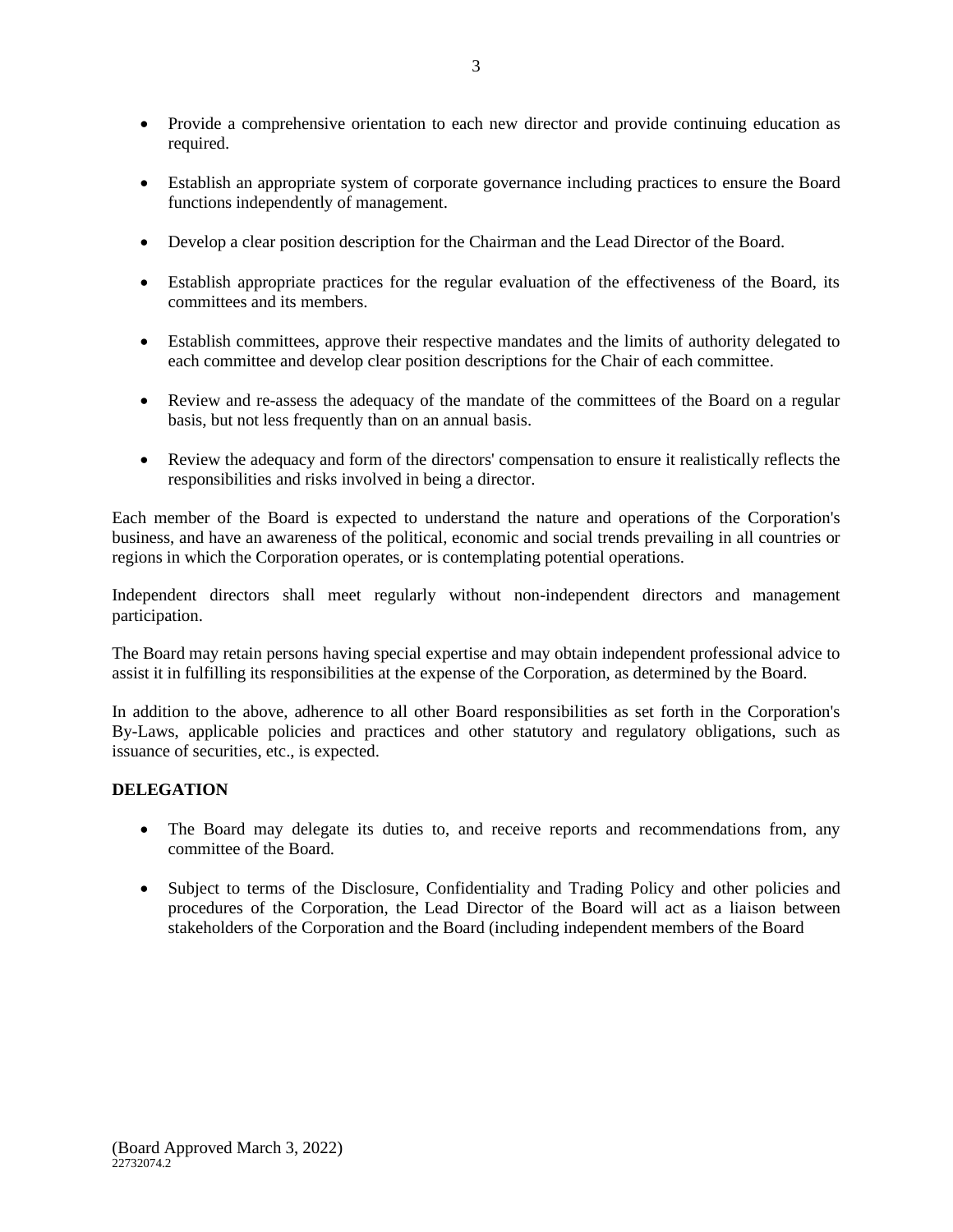- Provide a comprehensive orientation to each new director and provide continuing education as required.

- Establish an appropriate system of corporate governance including practices to ensure the Board functions independently of management.

- Develop a clear position description for the Chairman and the Lead Director of the Board.

- Establish appropriate practices for the regular evaluation of the effectiveness of the Board, its committees and its members.

- Establish committees, approve their respective mandates and the limits of authority delegated to each committee and develop clear position descriptions for the Chair of each committee.

- Review and re-assess the adequacy of the mandate of the committees of the Board on a regular basis, but not less frequently than on an annual basis.

- Review the adequacy and form of the directors' compensation to ensure it realistically reflects the responsibilities and risks involved in being a director.

Each member of the Board is expected to understand the nature and operations of the Corporation's business, and have an awareness of the political, economic and social trends prevailing in all countries or regions in which the Corporation operates, or is contemplating potential operations.

Independent directors shall meet regularly without non-independent directors and management participation.

The Board may retain persons having special expertise and may obtain independent professional advice to assist it in fulfilling its responsibilities at the expense of the Corporation, as determined by the Board.

In addition to the above, adherence to all other Board responsibilities as set forth in the Corporation's By-Laws, applicable policies and practices and other statutory and regulatory obligations, such as issuance of securities, etc., is expected.

## DELEGATION

- The Board may delegate its duties to, and receive reports and recommendations from, any committee of the Board.

- Subject to terms of the Disclosure, Confidentiality and Trading Policy and other policies and procedures of the Corporation, the Lead Director of the Board will act as a liaison between stakeholders of the Corporation and the Board (including independent members of the Board

(Board Approved March 3, 2022)
22732074.2